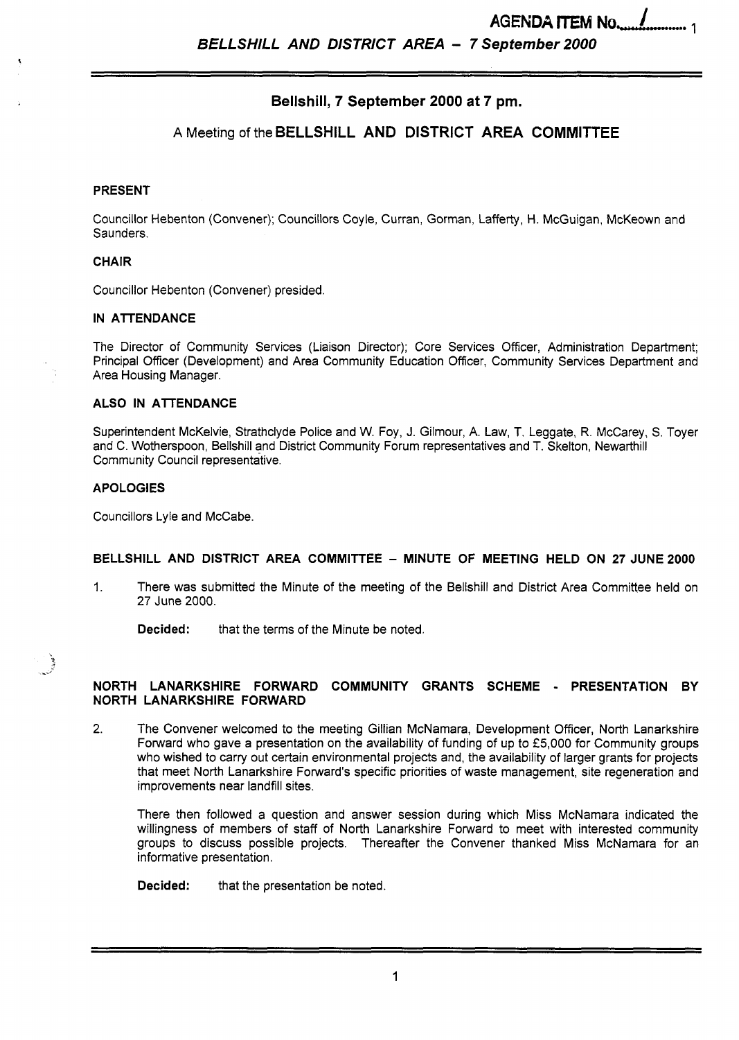# Bellshill, 7 September 2000 at 7 pm.

## A Meeting of the BELLSHILL AND DISTRICT AREA COMMITTEE

**PRESENT**

Councillor Hebenton (Convener); Councillors Coyle, Curran, Gorman, Lafferty, H. McGuigan, McKeown and Saunders.

**CHAIR**

Councillor Hebenton (Convener) presided.

**IN ATTENDANCE**

The Director of Community Services (Liaison Director); Core Services Officer, Administration Department; Principal Officer (Development) and Area Community Education Officer, Community Services Department and Area Housing Manager.

**ALSO IN ATTENDANCE**

Superintendent McKelvie, Strathclyde Police and W. Foy, J. Gilmour, A. Law, T. Leggate, R. McCarey, S. Toyer and C. Wotherspoon, Bellshill and District Community Forum representatives and T. Skelton, Newarthill Community Council representative.

**APOLOGIES**

Councillors Lyle and McCabe.

**BELLSHILL AND DISTRICT AREA COMMITTEE – MINUTE OF MEETING HELD ON 27 JUNE 2000**

1. There was submitted the Minute of the meeting of the Bellshill and District Area Committee held on 27 June 2000.

   **Decided:** that the terms of the Minute be noted.

**NORTH LANARKSHIRE FORWARD COMMUNITY GRANTS SCHEME - PRESENTATION BY NORTH LANARKSHIRE FORWARD**

2. The Convener welcomed to the meeting Gillian McNamara, Development Officer, North Lanarkshire Forward who gave a presentation on the availability of funding of up to £5,000 for Community groups who wished to carry out certain environmental projects and, the availability of larger grants for projects that meet North Lanarkshire Forward's specific priorities of waste management, site regeneration and improvements near landfill sites.

   There then followed a question and answer session during which Miss McNamara indicated the willingness of members of staff of North Lanarkshire Forward to meet with interested community groups to discuss possible projects. Thereafter the Convener thanked Miss McNamara for an informative presentation.

   **Decided:** that the presentation be noted.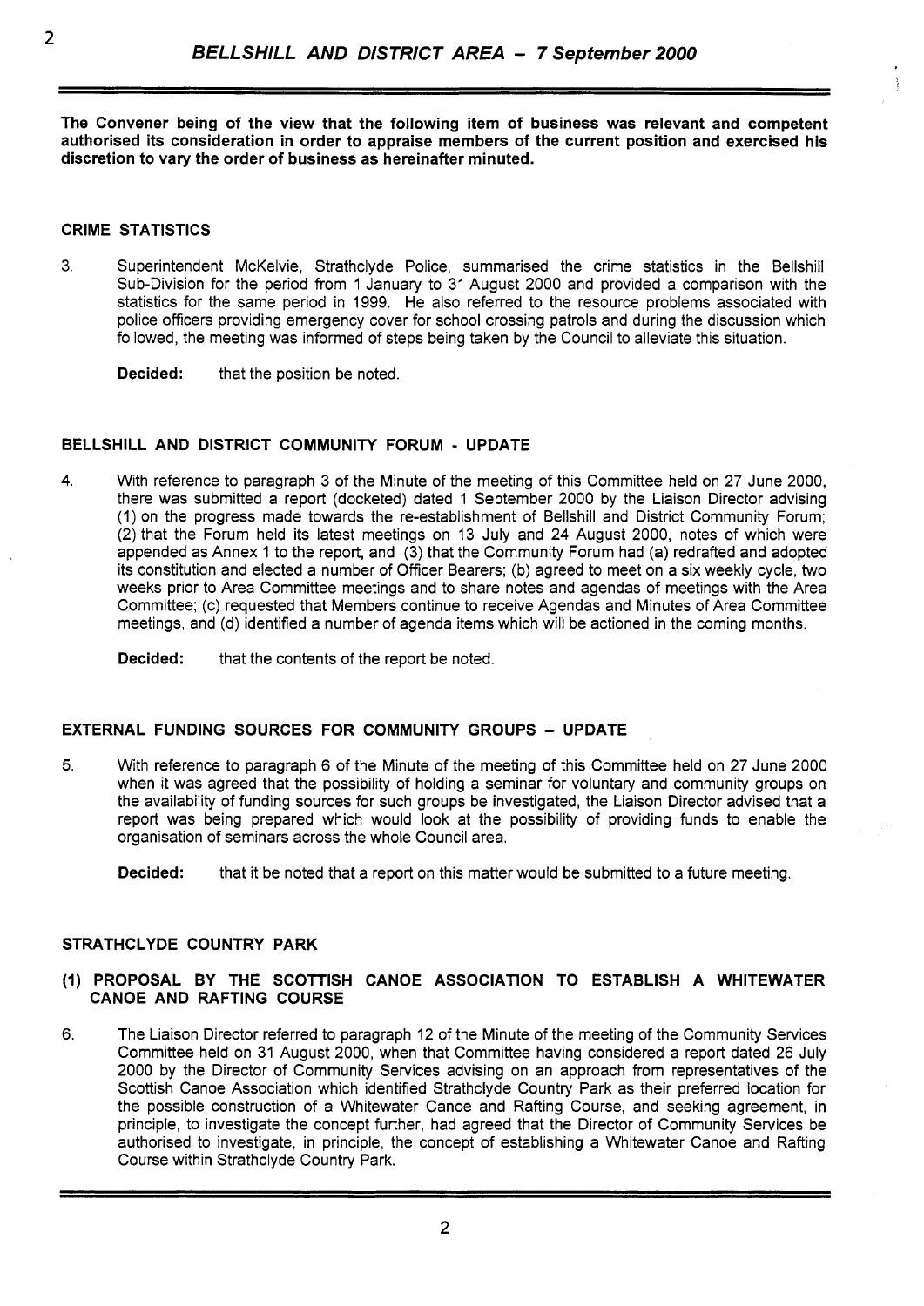**The Convener being of the view that the following item of business was relevant and competent authorised its consideration in order to appraise members of the current position and exercised his discretion to vary the order of business as hereinafter minuted.**

## CRIME STATISTICS

3. Superintendent McKelvie, Strathclyde Police, summarised the crime statistics in the Bellshill Sub-Division for the period from 1 January to 31 August 2000 and provided a comparison with the statistics for the same period in 1999. He also referred to the resource problems associated with police officers providing emergency cover for school crossing patrols and during the discussion which followed, the meeting was informed of steps being taken by the Council to alleviate this situation.

   **Decided:** that the position be noted.

## BELLSHILL AND DISTRICT COMMUNITY FORUM - UPDATE

4. With reference to paragraph 3 of the Minute of the meeting of this Committee held on 27 June 2000, there was submitted a report (docketed) dated 1 September 2000 by the Liaison Director advising (1) on the progress made towards the re-establishment of Bellshill and District Community Forum; (2) that the Forum held its latest meetings on 13 July and 24 August 2000, notes of which were appended as Annex 1 to the report, and (3) that the Community Forum had (a) redrafted and adopted its constitution and elected a number of Officer Bearers; (b) agreed to meet on a six weekly cycle, two weeks prior to Area Committee meetings and to share notes and agendas of meetings with the Area Committee; (c) requested that Members continue to receive Agendas and Minutes of Area Committee meetings, and (d) identified a number of agenda items which will be actioned in the coming months.

   **Decided:** that the contents of the report be noted.

## EXTERNAL FUNDING SOURCES FOR COMMUNITY GROUPS – UPDATE

5. With reference to paragraph 6 of the Minute of the meeting of this Committee held on 27 June 2000 when it was agreed that the possibility of holding a seminar for voluntary and community groups on the availability of funding sources for such groups be investigated, the Liaison Director advised that a report was being prepared which would look at the possibility of providing funds to enable the organisation of seminars across the whole Council area.

   **Decided:** that it be noted that a report on this matter would be submitted to a future meeting.

## STRATHCLYDE COUNTRY PARK

### (1) PROPOSAL BY THE SCOTTISH CANOE ASSOCIATION TO ESTABLISH A WHITEWATER CANOE AND RAFTING COURSE

6. The Liaison Director referred to paragraph 12 of the Minute of the meeting of the Community Services Committee held on 31 August 2000, when that Committee having considered a report dated 26 July 2000 by the Director of Community Services advising on an approach from representatives of the Scottish Canoe Association which identified Strathclyde Country Park as their preferred location for the possible construction of a Whitewater Canoe and Rafting Course, and seeking agreement, in principle, to investigate the concept further, had agreed that the Director of Community Services be authorised to investigate, in principle, the concept of establishing a Whitewater Canoe and Rafting Course within Strathclyde Country Park.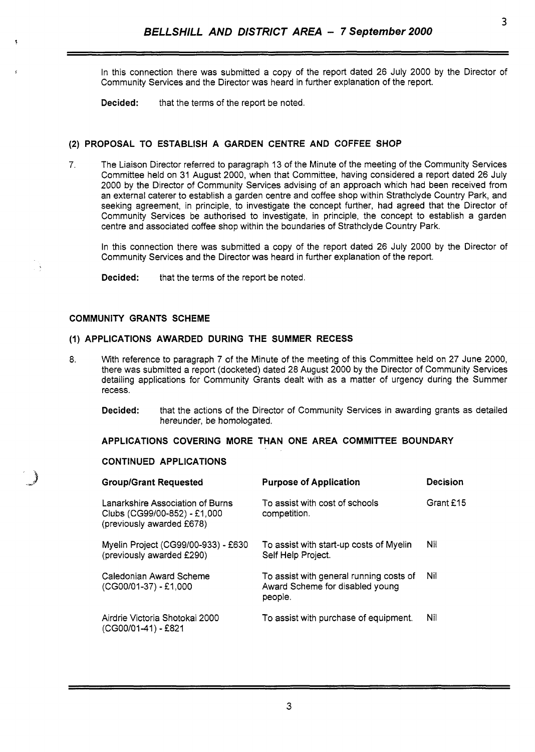In this connection there was submitted a copy of the report dated 26 July 2000 by the Director of Community Services and the Director was heard in further explanation of the report.

**Decided:** that the terms of the report be noted.

### (2) PROPOSAL TO ESTABLISH A GARDEN CENTRE AND COFFEE SHOP

7. The Liaison Director referred to paragraph 13 of the Minute of the meeting of the Community Services Committee held on 31 August 2000, when that Committee, having considered a report dated 26 July 2000 by the Director of Community Services advising of an approach which had been received from an external caterer to establish a garden centre and coffee shop within Strathclyde Country Park, and seeking agreement, in principle, to investigate the concept further, had agreed that the Director of Community Services be authorised to investigate, in principle, the concept to establish a garden centre and associated coffee shop within the boundaries of Strathclyde Country Park.

   In this connection there was submitted a copy of the report dated 26 July 2000 by the Director of Community Services and the Director was heard in further explanation of the report.

   **Decided:** that the terms of the report be noted.

### COMMUNITY GRANTS SCHEME

### (1) APPLICATIONS AWARDED DURING THE SUMMER RECESS

8. With reference to paragraph 7 of the Minute of the meeting of this Committee held on 27 June 2000, there was submitted a report (docketed) dated 28 August 2000 by the Director of Community Services detailing applications for Community Grants dealt with as a matter of urgency during the Summer recess.

   **Decided:** that the actions of the Director of Community Services in awarding grants as detailed hereunder, be homologated.

**APPLICATIONS COVERING MORE THAN ONE AREA COMMITTEE BOUNDARY**

**CONTINUED APPLICATIONS**

| Group/Grant Requested | Purpose of Application | Decision |
|---|---|---|
| Lanarkshire Association of Burns Clubs (CG99/00-852) - £1,000 (previously awarded £678) | To assist with cost of schools competition. | Grant £15 |
| Myelin Project (CG99/00-933) - £630 (previously awarded £290) | To assist with start-up costs of Myelin Self Help Project. | Nil |
| Caledonian Award Scheme (CG00/01-37) - £1,000 | To assist with general running costs of Award Scheme for disabled young people. | Nil |
| Airdrie Victoria Shotokai 2000 (CG00/01-41) - £821 | To assist with purchase of equipment. | Nil |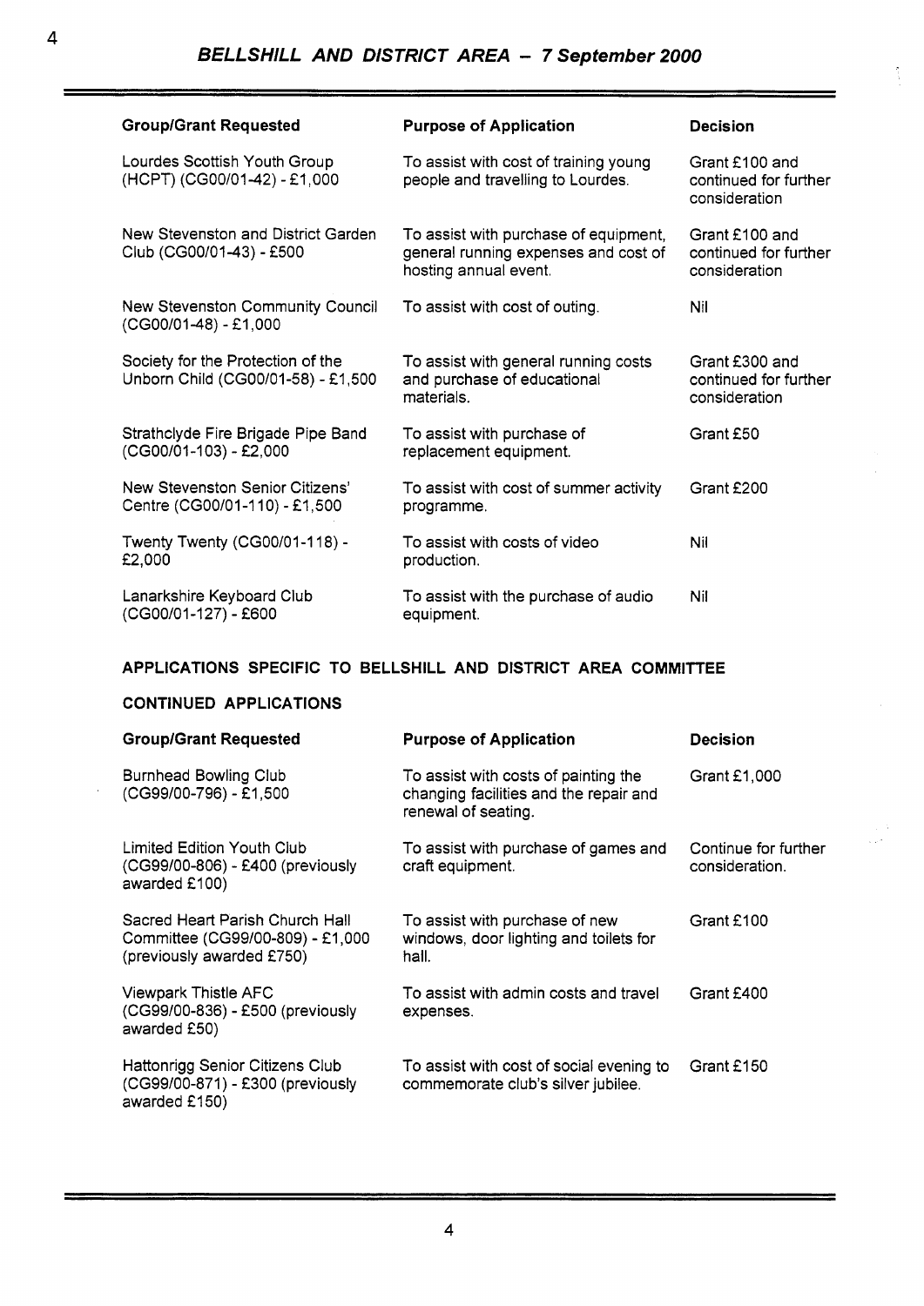| Group/Grant Requested | Purpose of Application | Decision |
|---|---|---|
| Lourdes Scottish Youth Group (HCPT) (CG00/01-42) - £1,000 | To assist with cost of training young people and travelling to Lourdes. | Grant £100 and continued for further consideration |
| New Stevenston and District Garden Club (CG00/01-43) - £500 | To assist with purchase of equipment, general running expenses and cost of hosting annual event. | Grant £100 and continued for further consideration |
| New Stevenston Community Council (CG00/01-48) - £1,000 | To assist with cost of outing. | Nil |
| Society for the Protection of the Unborn Child (CG00/01-58) - £1,500 | To assist with general running costs and purchase of educational materials. | Grant £300 and continued for further consideration |
| Strathclyde Fire Brigade Pipe Band (CG00/01-103) - £2,000 | To assist with purchase of replacement equipment. | Grant £50 |
| New Stevenston Senior Citizens' Centre (CG00/01-110) - £1,500 | To assist with cost of summer activity programme. | Grant £200 |
| Twenty Twenty (CG00/01-118) - £2,000 | To assist with costs of video production. | Nil |
| Lanarkshire Keyboard Club (CG00/01-127) - £600 | To assist with the purchase of audio equipment. | Nil |

## APPLICATIONS SPECIFIC TO BELLSHILL AND DISTRICT AREA COMMITTEE

### CONTINUED APPLICATIONS

| Group/Grant Requested | Purpose of Application | Decision |
|---|---|---|
| Burnhead Bowling Club (CG99/00-796) - £1,500 | To assist with costs of painting the changing facilities and the repair and renewal of seating. | Grant £1,000 |
| Limited Edition Youth Club (CG99/00-806) - £400 (previously awarded £100) | To assist with purchase of games and craft equipment. | Continue for further consideration. |
| Sacred Heart Parish Church Hall Committee (CG99/00-809) - £1,000 (previously awarded £750) | To assist with purchase of new windows, door lighting and toilets for hall. | Grant £100 |
| Viewpark Thistle AFC (CG99/00-836) - £500 (previously awarded £50) | To assist with admin costs and travel expenses. | Grant £400 |
| Hattonrigg Senior Citizens Club (CG99/00-871) - £300 (previously awarded £150) | To assist with cost of social evening to commemorate club's silver jubilee. | Grant £150 |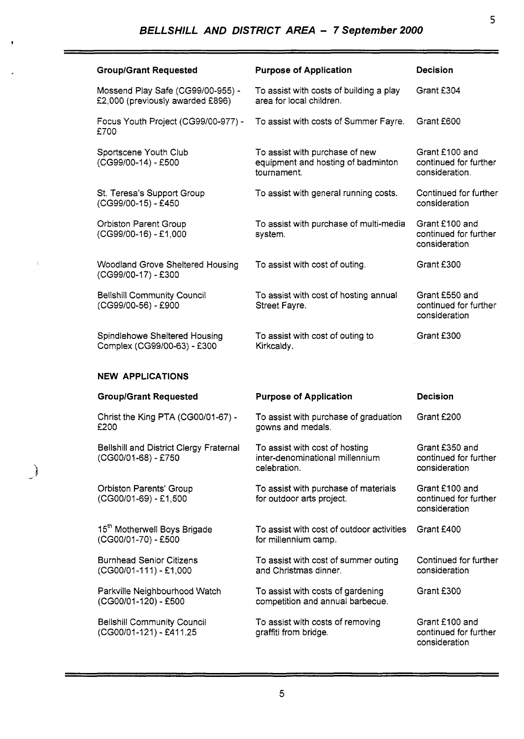| Group/Grant Requested | Purpose of Application | Decision |
|---|---|---|
| Mossend Play Safe (CG99/00-955) - £2,000 (previously awarded £896) | To assist with costs of building a play area for local children. | Grant £304 |
| Focus Youth Project (CG99/00-977) - £700 | To assist with costs of Summer Fayre. | Grant £600 |
| Sportscene Youth Club (CG99/00-14) - £500 | To assist with purchase of new equipment and hosting of badminton tournament. | Grant £100 and continued for further consideration. |
| St. Teresa's Support Group (CG99/00-15) - £450 | To assist with general running costs. | Continued for further consideration |
| Orbiston Parent Group (CG99/00-16) - £1,000 | To assist with purchase of multi-media system. | Grant £100 and continued for further consideration |
| Woodland Grove Sheltered Housing (CG99/00-17) - £300 | To assist with cost of outing. | Grant £300 |
| Bellshill Community Council (CG99/00-56) - £900 | To assist with cost of hosting annual Street Fayre. | Grant £550 and continued for further consideration |
| Spindlehowe Sheltered Housing Complex (CG99/00-63) - £300 | To assist with cost of outing to Kirkcaldy. | Grant £300 |

**NEW APPLICATIONS**

| Group/Grant Requested | Purpose of Application | Decision |
|---|---|---|
| Christ the King PTA (CG00/01-67) - £200 | To assist with purchase of graduation gowns and medals. | Grant £200 |
| Bellshill and District Clergy Fraternal (CG00/01-68) - £750 | To assist with cost of hosting inter-denominational millennium celebration. | Grant £350 and continued for further consideration |
| Orbiston Parents' Group (CG00/01-69) - £1,500 | To assist with purchase of materials for outdoor arts project. | Grant £100 and continued for further consideration |
| 15th Motherwell Boys Brigade (CG00/01-70) - £500 | To assist with cost of outdoor activities for millennium camp. | Grant £400 |
| Burnhead Senior Citizens (CG00/01-111) - £1,000 | To assist with cost of summer outing and Christmas dinner. | Continued for further consideration |
| Parkville Neighbourhood Watch (CG00/01-120) - £500 | To assist with costs of gardening competition and annual barbecue. | Grant £300 |
| Bellshill Community Council (CG00/01-121) - £411.25 | To assist with costs of removing graffiti from bridge. | Grant £100 and continued for further consideration |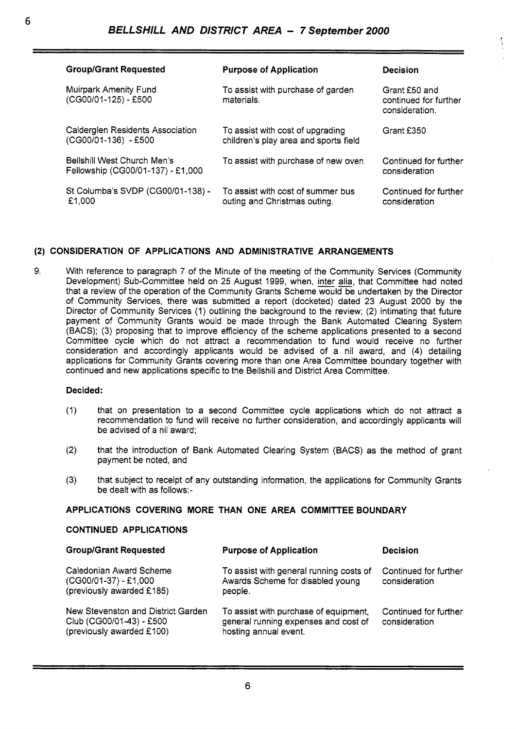| Group/Grant Requested | Purpose of Application | Decision |
|---|---|---|
| Muirpark Amenity Fund (CG00/01-125) - £500 | To assist with purchase of garden materials. | Grant £50 and continued for further consideration. |
| Calderglen Residents Association (CG00/01-136) - £500 | To assist with cost of upgrading children's play area and sports field | Grant £350 |
| Bellshill West Church Men's Fellowship (CG00/01-137) - £1,000 | To assist with purchase of new oven | Continued for further consideration |
| St Columba's SVDP (CG00/01-138) - £1,000 | To assist with cost of summer bus outing and Christmas outing. | Continued for further consideration |

### (2) CONSIDERATION OF APPLICATIONS AND ADMINISTRATIVE ARRANGEMENTS

9. With reference to paragraph 7 of the Minute of the meeting of the Community Services (Community Development) Sub-Committee held on 25 August 1999, when, inter alia, that Committee had noted that a review of the operation of the Community Grants Scheme would be undertaken by the Director of Community Services, there was submitted a report (docketed) dated 23 August 2000 by the Director of Community Services (1) outlining the background to the review; (2) intimating that future payment of Community Grants would be made through the Bank Automated Clearing System (BACS); (3) proposing that to improve efficiency of the scheme applications presented to a second Committee cycle which do not attract a recommendation to fund would receive no further consideration and accordingly applicants would be advised of a nil award, and (4) detailing applications for Community Grants covering more than one Area Committee boundary together with continued and new applications specific to the Bellshill and District Area Committee.

**Decided:**

(1) that on presentation to a second Committee cycle applications which do not attract a recommendation to fund will receive no further consideration, and accordingly applicants will be advised of a nil award;

(2) that the introduction of Bank Automated Clearing System (BACS) as the method of grant payment be noted, and

(3) that subject to receipt of any outstanding information, the applications for Community Grants be dealt with as follows:-

**APPLICATIONS COVERING MORE THAN ONE AREA COMMITTEE BOUNDARY**

**CONTINUED APPLICATIONS**

| Group/Grant Requested | Purpose of Application | Decision |
|---|---|---|
| Caledonian Award Scheme (CG00/01-37) - £1,000 (previously awarded £185) | To assist with general running costs of Awards Scheme for disabled young people. | Continued for further consideration |
| New Stevenston and District Garden Club (CG00/01-43) - £500 (previously awarded £100) | To assist with purchase of equipment, general running expenses and cost of hosting annual event. | Continued for further consideration |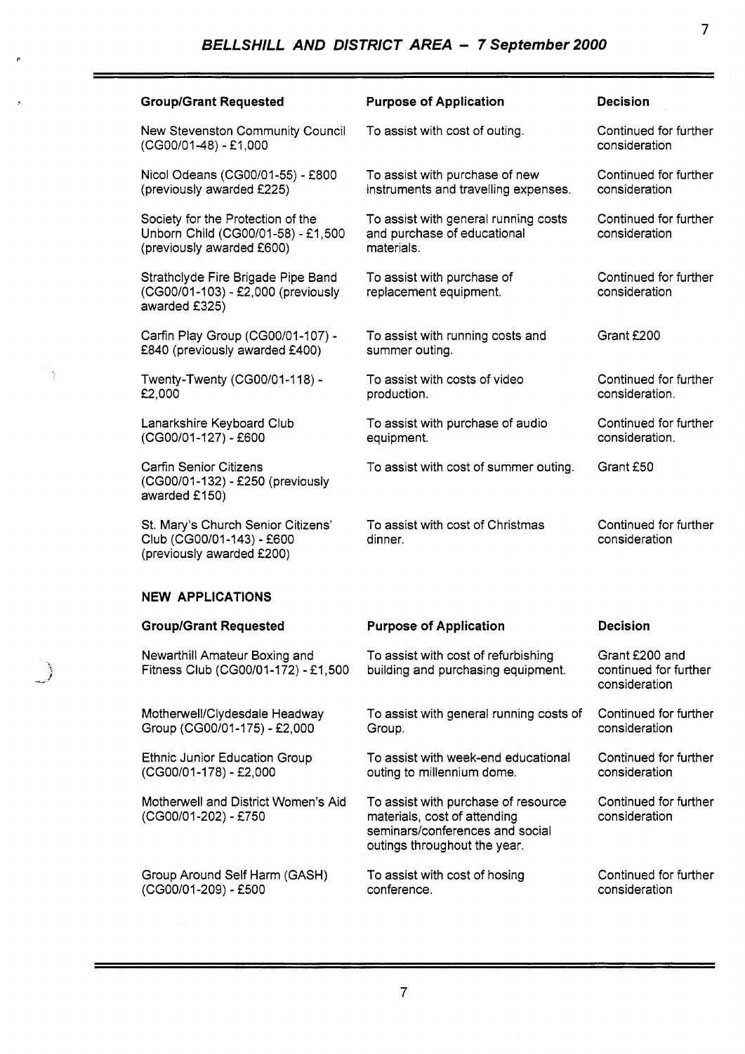| Group/Grant Requested | Purpose of Application | Decision |
|---|---|---|
| New Stevenston Community Council (CG00/01-48) - £1,000 | To assist with cost of outing. | Continued for further consideration |
| Nicol Odeans (CG00/01-55) - £800 (previously awarded £225) | To assist with purchase of new instruments and travelling expenses. | Continued for further consideration |
| Society for the Protection of the Unborn Child (CG00/01-58) - £1,500 (previously awarded £600) | To assist with general running costs and purchase of educational materials. | Continued for further consideration |
| Strathclyde Fire Brigade Pipe Band (CG00/01-103) - £2,000 (previously awarded £325) | To assist with purchase of replacement equipment. | Continued for further consideration |
| Carfin Play Group (CG00/01-107) - £840 (previously awarded £400) | To assist with running costs and summer outing. | Grant £200 |
| Twenty-Twenty (CG00/01-118) - £2,000 | To assist with costs of video production. | Continued for further consideration. |
| Lanarkshire Keyboard Club (CG00/01-127) - £600 | To assist with purchase of audio equipment. | Continued for further consideration. |
| Carfin Senior Citizens (CG00/01-132) - £250 (previously awarded £150) | To assist with cost of summer outing. | Grant £50 |
| St. Mary's Church Senior Citizens' Club (CG00/01-143) - £600 (previously awarded £200) | To assist with cost of Christmas dinner. | Continued for further consideration |

## NEW APPLICATIONS

| Group/Grant Requested | Purpose of Application | Decision |
|---|---|---|
| Newarthill Amateur Boxing and Fitness Club (CG00/01-172) - £1,500 | To assist with cost of refurbishing building and purchasing equipment. | Grant £200 and continued for further consideration |
| Motherwell/Clydesdale Headway Group (CG00/01-175) - £2,000 | To assist with general running costs of Group. | Continued for further consideration |
| Ethnic Junior Education Group (CG00/01-178) - £2,000 | To assist with week-end educational outing to millennium dome. | Continued for further consideration |
| Motherwell and District Women's Aid (CG00/01-202) - £750 | To assist with purchase of resource materials, cost of attending seminars/conferences and social outings throughout the year. | Continued for further consideration |
| Group Around Self Harm (GASH) (CG00/01-209) - £500 | To assist with cost of hosing conference. | Continued for further consideration |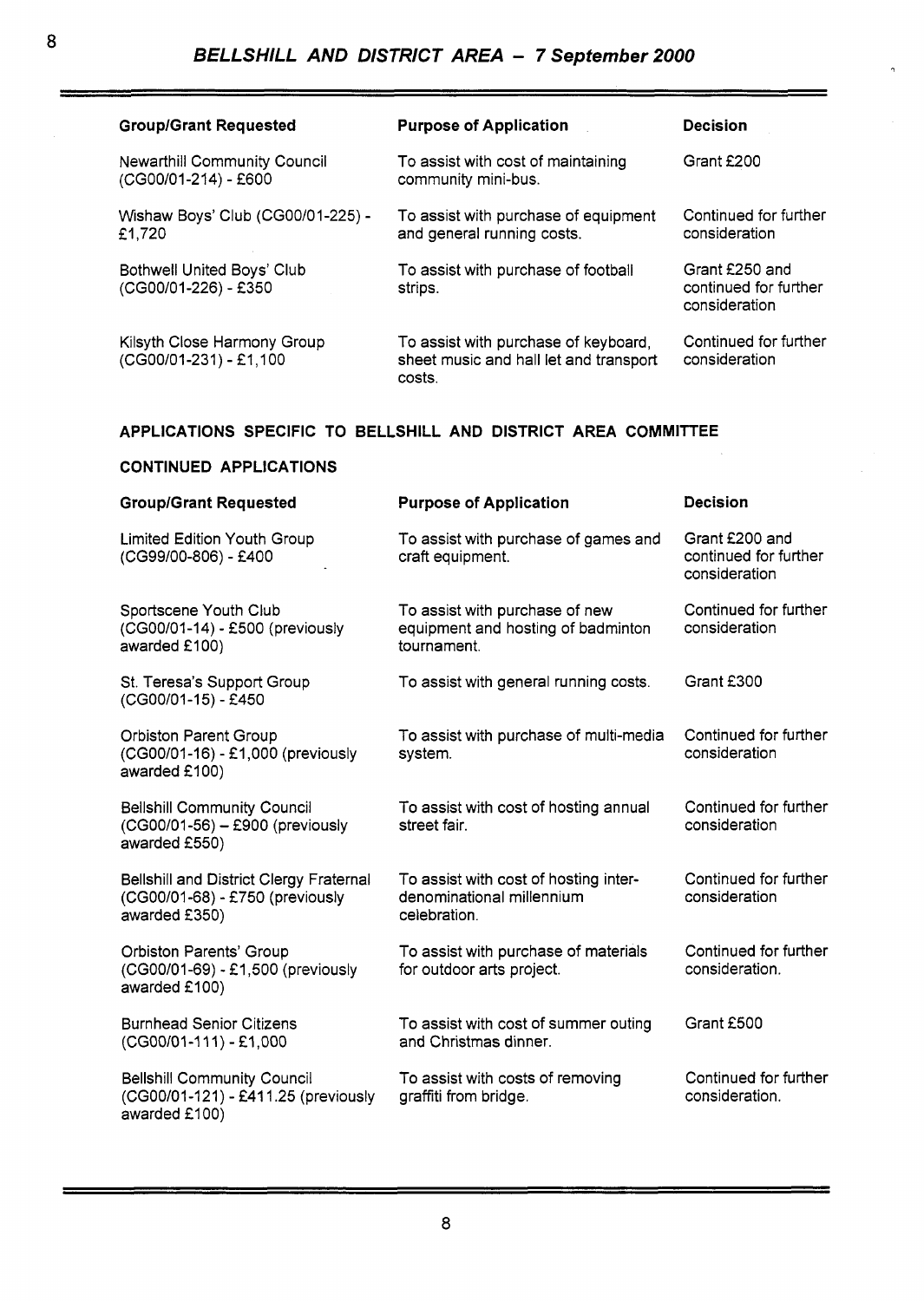| Group/Grant Requested | Purpose of Application | Decision |
|---|---|---|
| Newarthill Community Council (CG00/01-214) - £600 | To assist with cost of maintaining community mini-bus. | Grant £200 |
| Wishaw Boys' Club (CG00/01-225) - £1,720 | To assist with purchase of equipment and general running costs. | Continued for further consideration |
| Bothwell United Boys' Club (CG00/01-226) - £350 | To assist with purchase of football strips. | Grant £250 and continued for further consideration |
| Kilsyth Close Harmony Group (CG00/01-231) - £1,100 | To assist with purchase of keyboard, sheet music and hall let and transport costs. | Continued for further consideration |

## APPLICATIONS SPECIFIC TO BELLSHILL AND DISTRICT AREA COMMITTEE

### CONTINUED APPLICATIONS

| Group/Grant Requested | Purpose of Application | Decision |
|---|---|---|
| Limited Edition Youth Group (CG99/00-806) - £400 | To assist with purchase of games and craft equipment. | Grant £200 and continued for further consideration |
| Sportscene Youth Club (CG00/01-14) - £500 (previously awarded £100) | To assist with purchase of new equipment and hosting of badminton tournament. | Continued for further consideration |
| St. Teresa's Support Group (CG00/01-15) - £450 | To assist with general running costs. | Grant £300 |
| Orbiston Parent Group (CG00/01-16) - £1,000 (previously awarded £100) | To assist with purchase of multi-media system. | Continued for further consideration |
| Bellshill Community Council (CG00/01-56) – £900 (previously awarded £550) | To assist with cost of hosting annual street fair. | Continued for further consideration |
| Bellshill and District Clergy Fraternal (CG00/01-68) - £750 (previously awarded £350) | To assist with cost of hosting inter-denominational millennium celebration. | Continued for further consideration |
| Orbiston Parents' Group (CG00/01-69) - £1,500 (previously awarded £100) | To assist with purchase of materials for outdoor arts project. | Continued for further consideration. |
| Burnhead Senior Citizens (CG00/01-111) - £1,000 | To assist with cost of summer outing and Christmas dinner. | Grant £500 |
| Bellshill Community Council (CG00/01-121) - £411.25 (previously awarded £100) | To assist with costs of removing graffiti from bridge. | Continued for further consideration. |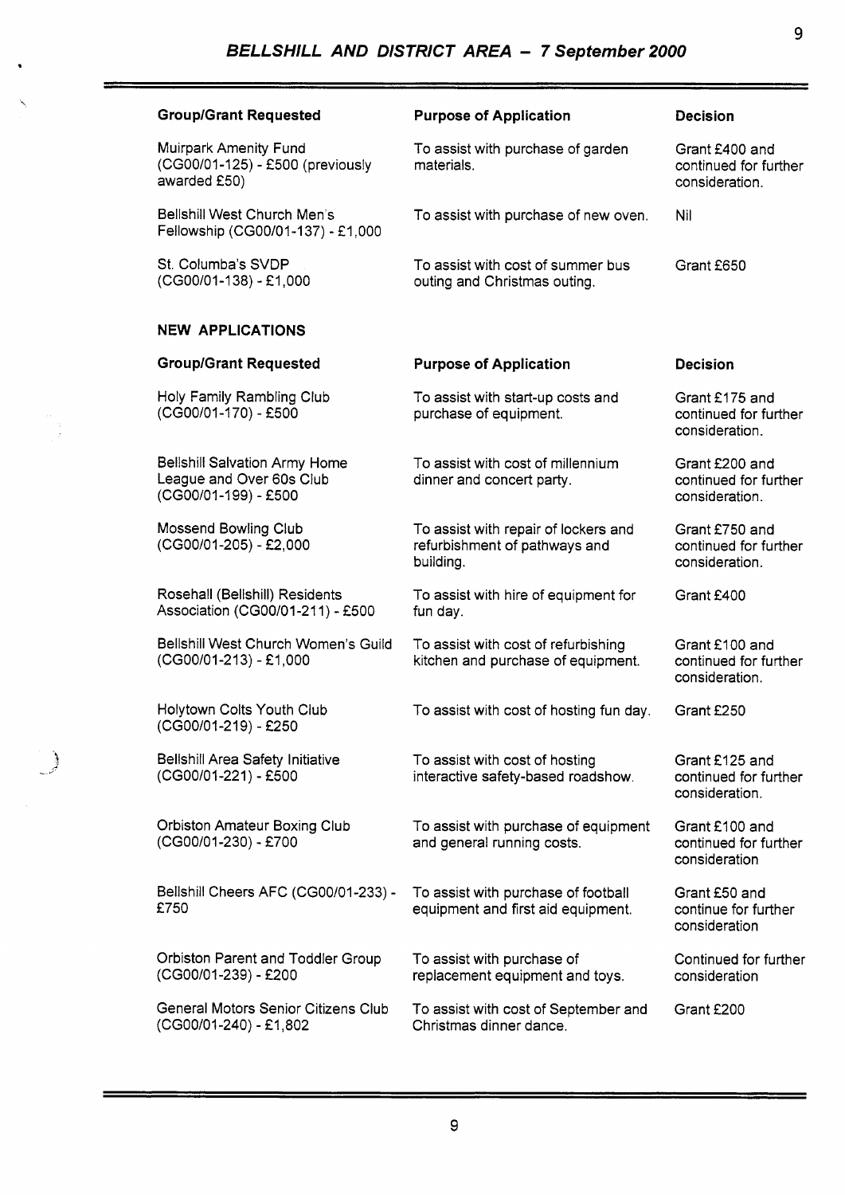## BELLSHILL AND DISTRICT AREA – 7 September 2000

| Group/Grant Requested | Purpose of Application | Decision |
|---|---|---|
| Muirpark Amenity Fund (CG00/01-125) - £500 (previously awarded £50) | To assist with purchase of garden materials. | Grant £400 and continued for further consideration. |
| Bellshill West Church Men's Fellowship (CG00/01-137) - £1,000 | To assist with purchase of new oven. | Nil |
| St. Columba's SVDP (CG00/01-138) - £1,000 | To assist with cost of summer bus outing and Christmas outing. | Grant £650 |

**NEW APPLICATIONS**

| Group/Grant Requested | Purpose of Application | Decision |
|---|---|---|
| Holy Family Rambling Club (CG00/01-170) - £500 | To assist with start-up costs and purchase of equipment. | Grant £175 and continued for further consideration. |
| Bellshill Salvation Army Home League and Over 60s Club (CG00/01-199) - £500 | To assist with cost of millennium dinner and concert party. | Grant £200 and continued for further consideration. |
| Mossend Bowling Club (CG00/01-205) - £2,000 | To assist with repair of lockers and refurbishment of pathways and building. | Grant £750 and continued for further consideration. |
| Rosehall (Bellshill) Residents Association (CG00/01-211) - £500 | To assist with hire of equipment for fun day. | Grant £400 |
| Bellshill West Church Women's Guild (CG00/01-213) - £1,000 | To assist with cost of refurbishing kitchen and purchase of equipment. | Grant £100 and continued for further consideration. |
| Holytown Colts Youth Club (CG00/01-219) - £250 | To assist with cost of hosting fun day. | Grant £250 |
| Bellshill Area Safety Initiative (CG00/01-221) - £500 | To assist with cost of hosting interactive safety-based roadshow. | Grant £125 and continued for further consideration. |
| Orbiston Amateur Boxing Club (CG00/01-230) - £700 | To assist with purchase of equipment and general running costs. | Grant £100 and continued for further consideration |
| Bellshill Cheers AFC (CG00/01-233) - £750 | To assist with purchase of football equipment and first aid equipment. | Grant £50 and continue for further consideration |
| Orbiston Parent and Toddler Group (CG00/01-239) - £200 | To assist with purchase of replacement equipment and toys. | Continued for further consideration |
| General Motors Senior Citizens Club (CG00/01-240) - £1,802 | To assist with cost of September and Christmas dinner dance. | Grant £200 |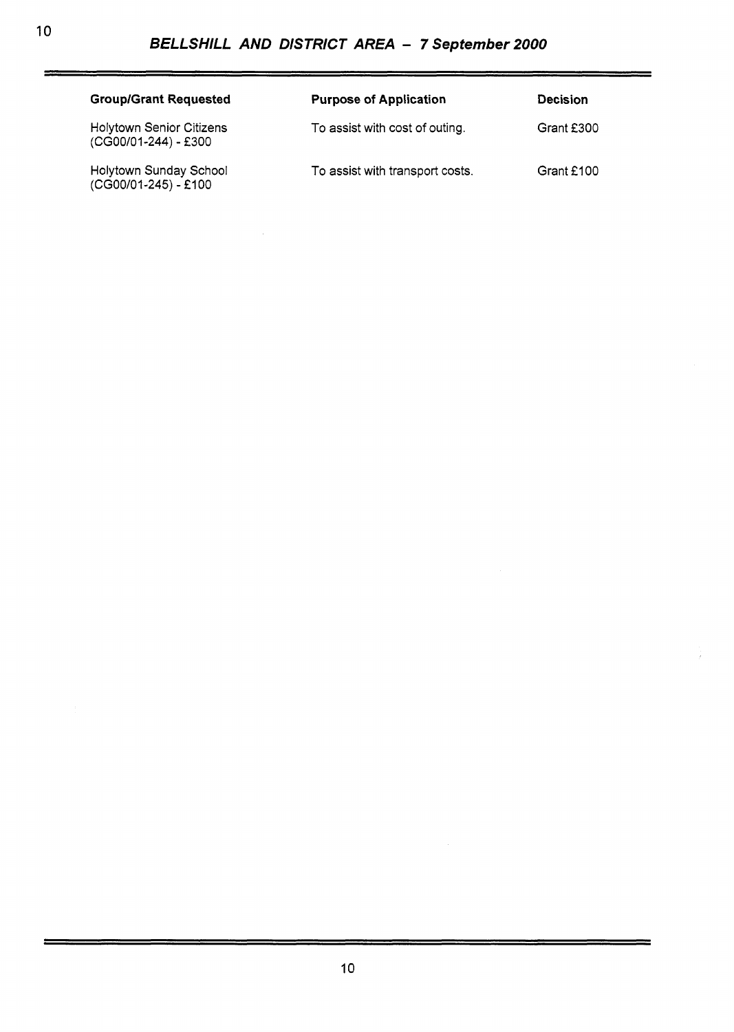| Group/Grant Requested | Purpose of Application | Decision |
|---|---|---|
| Holytown Senior Citizens (CG00/01-244) - £300 | To assist with cost of outing. | Grant £300 |
| Holytown Sunday School (CG00/01-245) - £100 | To assist with transport costs. | Grant £100 |